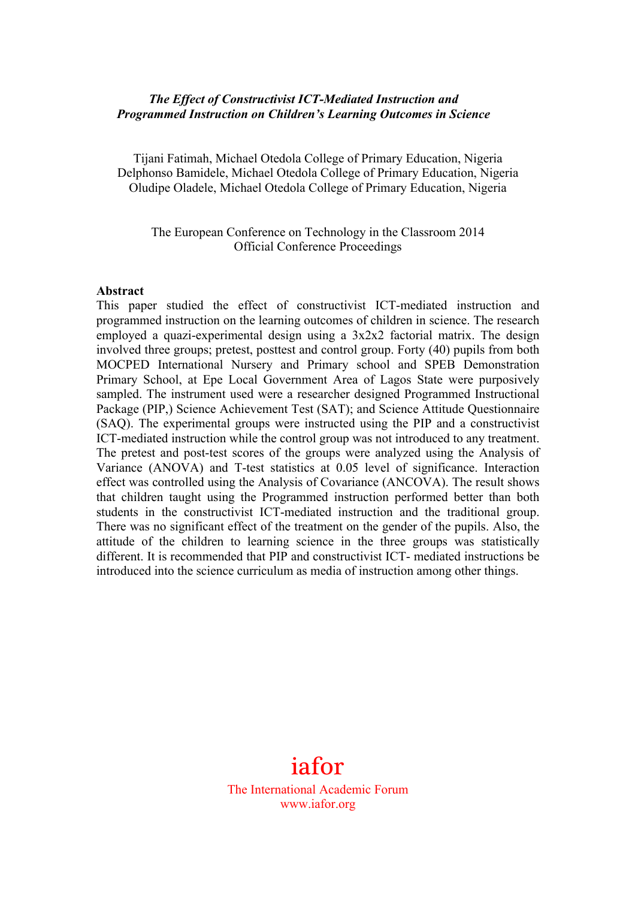# *The Effect of Constructivist ICT-Mediated Instruction and Programmed Instruction on Children's Learning Outcomes in Science*

Tijani Fatimah, Michael Otedola College of Primary Education, Nigeria
Delphonso Bamidele, Michael Otedola College of Primary Education, Nigeria
Oludipe Oladele, Michael Otedola College of Primary Education, Nigeria

The European Conference on Technology in the Classroom 2014
Official Conference Proceedings

**Abstract**

This paper studied the effect of constructivist ICT-mediated instruction and programmed instruction on the learning outcomes of children in science. The research employed a quazi-experimental design using a 3x2x2 factorial matrix. The design involved three groups; pretest, posttest and control group. Forty (40) pupils from both MOCPED International Nursery and Primary school and SPEB Demonstration Primary School, at Epe Local Government Area of Lagos State were purposively sampled. The instrument used were a researcher designed Programmed Instructional Package (PIP,) Science Achievement Test (SAT); and Science Attitude Questionnaire (SAQ). The experimental groups were instructed using the PIP and a constructivist ICT-mediated instruction while the control group was not introduced to any treatment. The pretest and post-test scores of the groups were analyzed using the Analysis of Variance (ANOVA) and T-test statistics at 0.05 level of significance. Interaction effect was controlled using the Analysis of Covariance (ANCOVA). The result shows that children taught using the Programmed instruction performed better than both students in the constructivist ICT-mediated instruction and the traditional group. There was no significant effect of the treatment on the gender of the pupils. Also, the attitude of the children to learning science in the three groups was statistically different. It is recommended that PIP and constructivist ICT- mediated instructions be introduced into the science curriculum as media of instruction among other things.

iafor
The International Academic Forum
www.iafor.org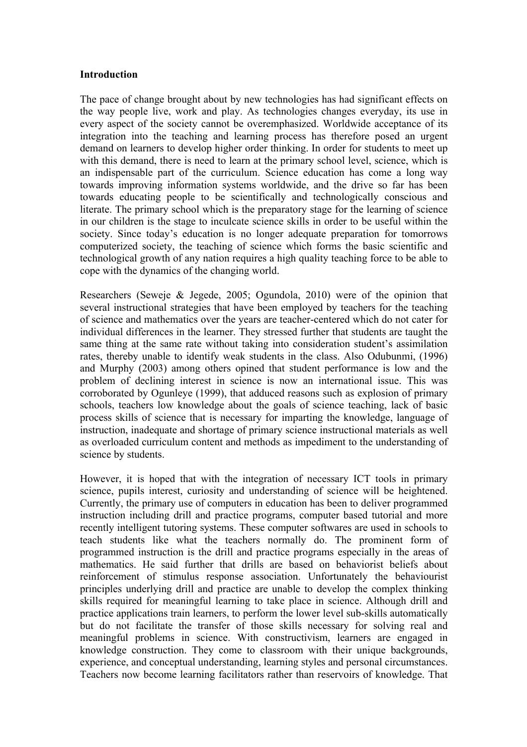**Introduction**

The pace of change brought about by new technologies has had significant effects on the way people live, work and play. As technologies changes everyday, its use in every aspect of the society cannot be overemphasized. Worldwide acceptance of its integration into the teaching and learning process has therefore posed an urgent demand on learners to develop higher order thinking. In order for students to meet up with this demand, there is need to learn at the primary school level, science, which is an indispensable part of the curriculum. Science education has come a long way towards improving information systems worldwide, and the drive so far has been towards educating people to be scientifically and technologically conscious and literate. The primary school which is the preparatory stage for the learning of science in our children is the stage to inculcate science skills in order to be useful within the society. Since today's education is no longer adequate preparation for tomorrows computerized society, the teaching of science which forms the basic scientific and technological growth of any nation requires a high quality teaching force to be able to cope with the dynamics of the changing world.

Researchers (Seweje & Jegede, 2005; Ogundola, 2010) were of the opinion that several instructional strategies that have been employed by teachers for the teaching of science and mathematics over the years are teacher-centered which do not cater for individual differences in the learner. They stressed further that students are taught the same thing at the same rate without taking into consideration student's assimilation rates, thereby unable to identify weak students in the class. Also Odubunmi, (1996) and Murphy (2003) among others opined that student performance is low and the problem of declining interest in science is now an international issue. This was corroborated by Ogunleye (1999), that adduced reasons such as explosion of primary schools, teachers low knowledge about the goals of science teaching, lack of basic process skills of science that is necessary for imparting the knowledge, language of instruction, inadequate and shortage of primary science instructional materials as well as overloaded curriculum content and methods as impediment to the understanding of science by students.

However, it is hoped that with the integration of necessary ICT tools in primary science, pupils interest, curiosity and understanding of science will be heightened. Currently, the primary use of computers in education has been to deliver programmed instruction including drill and practice programs, computer based tutorial and more recently intelligent tutoring systems. These computer softwares are used in schools to teach students like what the teachers normally do. The prominent form of programmed instruction is the drill and practice programs especially in the areas of mathematics. He said further that drills are based on behaviorist beliefs about reinforcement of stimulus response association. Unfortunately the behaviourist principles underlying drill and practice are unable to develop the complex thinking skills required for meaningful learning to take place in science. Although drill and practice applications train learners, to perform the lower level sub-skills automatically but do not facilitate the transfer of those skills necessary for solving real and meaningful problems in science. With constructivism, learners are engaged in knowledge construction. They come to classroom with their unique backgrounds, experience, and conceptual understanding, learning styles and personal circumstances. Teachers now become learning facilitators rather than reservoirs of knowledge. That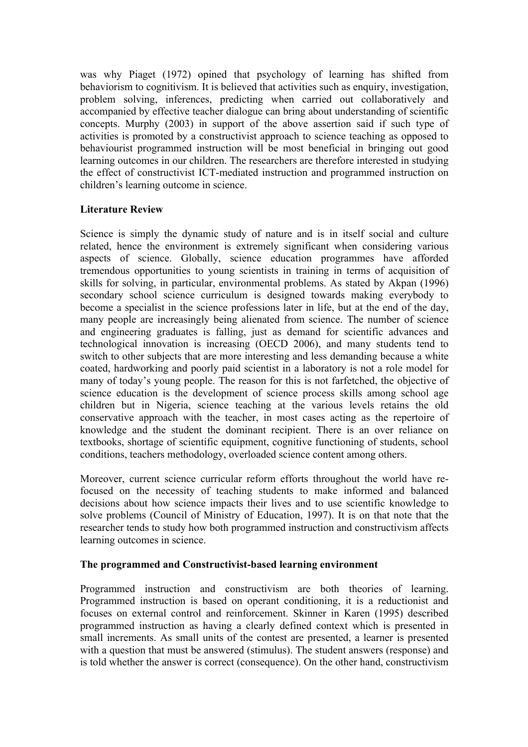was why Piaget (1972) opined that psychology of learning has shifted from behaviorism to cognitivism. It is believed that activities such as enquiry, investigation, problem solving, inferences, predicting when carried out collaboratively and accompanied by effective teacher dialogue can bring about understanding of scientific concepts. Murphy (2003) in support of the above assertion said if such type of activities is promoted by a constructivist approach to science teaching as opposed to behaviourist programmed instruction will be most beneficial in bringing out good learning outcomes in our children. The researchers are therefore interested in studying the effect of constructivist ICT-mediated instruction and programmed instruction on children's learning outcome in science.

## Literature Review

Science is simply the dynamic study of nature and is in itself social and culture related, hence the environment is extremely significant when considering various aspects of science. Globally, science education programmes have afforded tremendous opportunities to young scientists in training in terms of acquisition of skills for solving, in particular, environmental problems. As stated by Akpan (1996) secondary school science curriculum is designed towards making everybody to become a specialist in the science professions later in life, but at the end of the day, many people are increasingly being alienated from science. The number of science and engineering graduates is falling, just as demand for scientific advances and technological innovation is increasing (OECD 2006), and many students tend to switch to other subjects that are more interesting and less demanding because a white coated, hardworking and poorly paid scientist in a laboratory is not a role model for many of today's young people. The reason for this is not farfetched, the objective of science education is the development of science process skills among school age children but in Nigeria, science teaching at the various levels retains the old conservative approach with the teacher, in most cases acting as the repertoire of knowledge and the student the dominant recipient. There is an over reliance on textbooks, shortage of scientific equipment, cognitive functioning of students, school conditions, teachers methodology, overloaded science content among others.

Moreover, current science curricular reform efforts throughout the world have re-focused on the necessity of teaching students to make informed and balanced decisions about how science impacts their lives and to use scientific knowledge to solve problems (Council of Ministry of Education, 1997). It is on that note that the researcher tends to study how both programmed instruction and constructivism affects learning outcomes in science.

### The programmed and Constructivist-based learning environment

Programmed instruction and constructivism are both theories of learning. Programmed instruction is based on operant conditioning, it is a reductionist and focuses on external control and reinforcement. Skinner in Karen (1995) described programmed instruction as having a clearly defined context which is presented in small increments. As small units of the contest are presented, a learner is presented with a question that must be answered (stimulus). The student answers (response) and is told whether the answer is correct (consequence). On the other hand, constructivism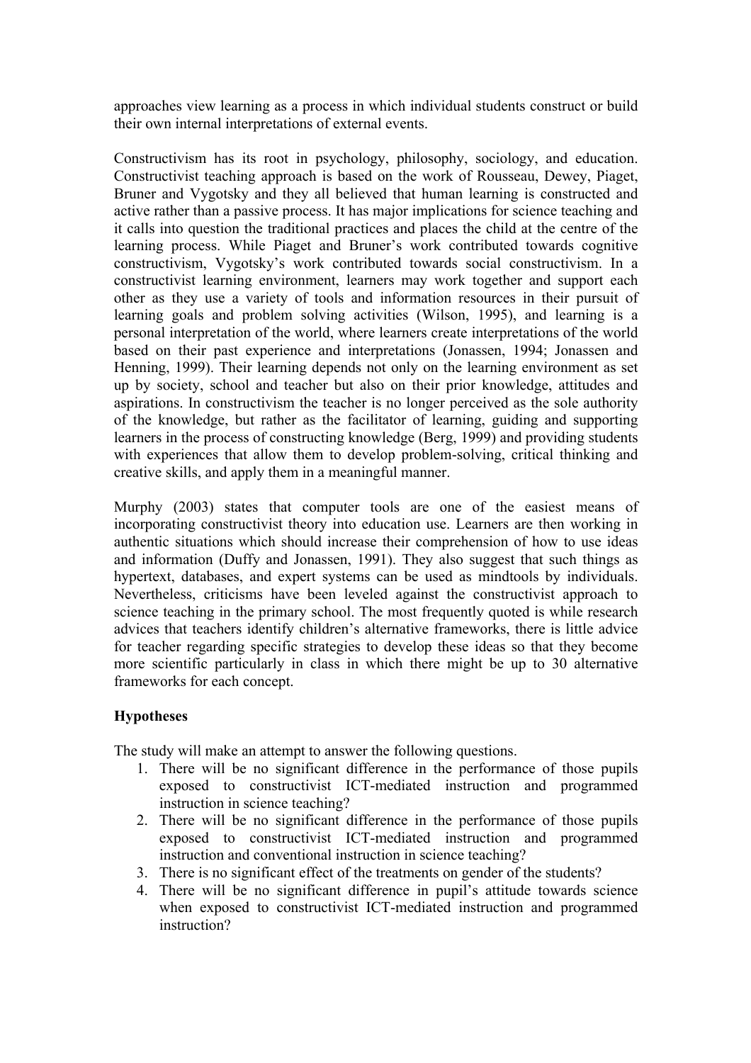approaches view learning as a process in which individual students construct or build their own internal interpretations of external events.

Constructivism has its root in psychology, philosophy, sociology, and education. Constructivist teaching approach is based on the work of Rousseau, Dewey, Piaget, Bruner and Vygotsky and they all believed that human learning is constructed and active rather than a passive process. It has major implications for science teaching and it calls into question the traditional practices and places the child at the centre of the learning process. While Piaget and Bruner's work contributed towards cognitive constructivism, Vygotsky's work contributed towards social constructivism. In a constructivist learning environment, learners may work together and support each other as they use a variety of tools and information resources in their pursuit of learning goals and problem solving activities (Wilson, 1995), and learning is a personal interpretation of the world, where learners create interpretations of the world based on their past experience and interpretations (Jonassen, 1994; Jonassen and Henning, 1999). Their learning depends not only on the learning environment as set up by society, school and teacher but also on their prior knowledge, attitudes and aspirations. In constructivism the teacher is no longer perceived as the sole authority of the knowledge, but rather as the facilitator of learning, guiding and supporting learners in the process of constructing knowledge (Berg, 1999) and providing students with experiences that allow them to develop problem-solving, critical thinking and creative skills, and apply them in a meaningful manner.

Murphy (2003) states that computer tools are one of the easiest means of incorporating constructivist theory into education use. Learners are then working in authentic situations which should increase their comprehension of how to use ideas and information (Duffy and Jonassen, 1991). They also suggest that such things as hypertext, databases, and expert systems can be used as mindtools by individuals. Nevertheless, criticisms have been leveled against the constructivist approach to science teaching in the primary school. The most frequently quoted is while research advices that teachers identify children's alternative frameworks, there is little advice for teacher regarding specific strategies to develop these ideas so that they become more scientific particularly in class in which there might be up to 30 alternative frameworks for each concept.

**Hypotheses**

The study will make an attempt to answer the following questions.

1. There will be no significant difference in the performance of those pupils exposed to constructivist ICT-mediated instruction and programmed instruction in science teaching?
2. There will be no significant difference in the performance of those pupils exposed to constructivist ICT-mediated instruction and programmed instruction and conventional instruction in science teaching?
3. There is no significant effect of the treatments on gender of the students?
4. There will be no significant difference in pupil's attitude towards science when exposed to constructivist ICT-mediated instruction and programmed instruction?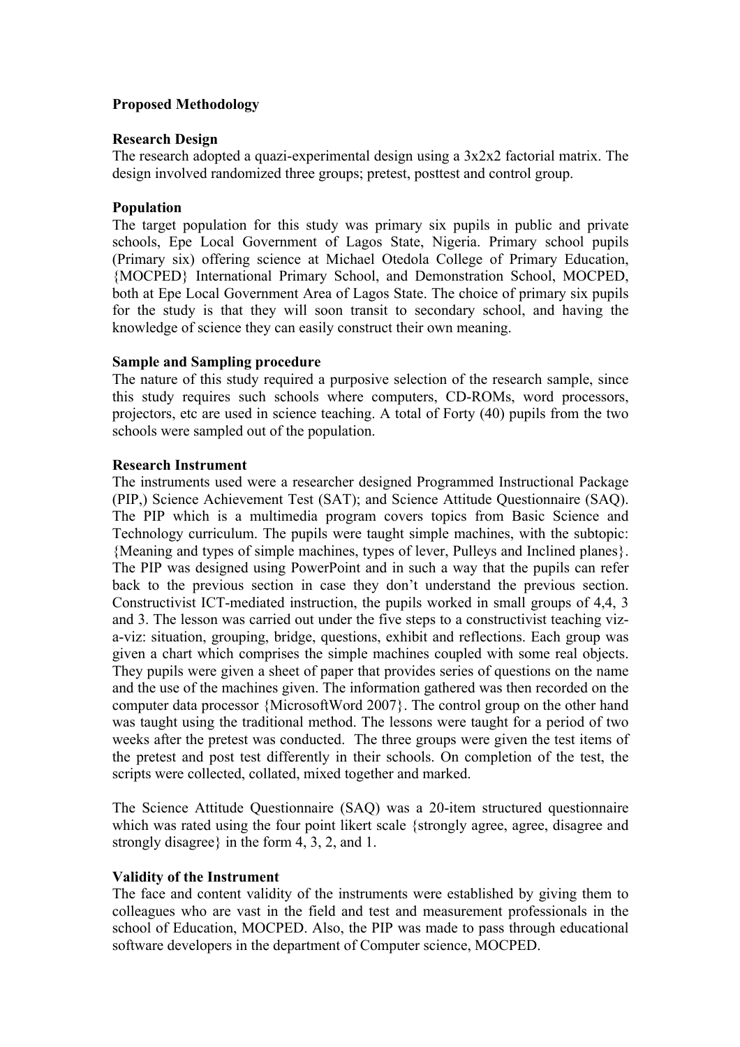**Proposed Methodology**

**Research Design**

The research adopted a quazi-experimental design using a 3x2x2 factorial matrix. The design involved randomized three groups; pretest, posttest and control group.

**Population**

The target population for this study was primary six pupils in public and private schools, Epe Local Government of Lagos State, Nigeria. Primary school pupils (Primary six) offering science at Michael Otedola College of Primary Education, {MOCPED} International Primary School, and Demonstration School, MOCPED, both at Epe Local Government Area of Lagos State. The choice of primary six pupils for the study is that they will soon transit to secondary school, and having the knowledge of science they can easily construct their own meaning.

**Sample and Sampling procedure**

The nature of this study required a purposive selection of the research sample, since this study requires such schools where computers, CD-ROMs, word processors, projectors, etc are used in science teaching. A total of Forty (40) pupils from the two schools were sampled out of the population.

**Research Instrument**

The instruments used were a researcher designed Programmed Instructional Package (PIP,) Science Achievement Test (SAT); and Science Attitude Questionnaire (SAQ). The PIP which is a multimedia program covers topics from Basic Science and Technology curriculum. The pupils were taught simple machines, with the subtopic: {Meaning and types of simple machines, types of lever, Pulleys and Inclined planes}. The PIP was designed using PowerPoint and in such a way that the pupils can refer back to the previous section in case they don't understand the previous section. Constructivist ICT-mediated instruction, the pupils worked in small groups of 4,4, 3 and 3. The lesson was carried out under the five steps to a constructivist teaching viz-a-viz: situation, grouping, bridge, questions, exhibit and reflections. Each group was given a chart which comprises the simple machines coupled with some real objects. They pupils were given a sheet of paper that provides series of questions on the name and the use of the machines given. The information gathered was then recorded on the computer data processor {MicrosoftWord 2007}. The control group on the other hand was taught using the traditional method. The lessons were taught for a period of two weeks after the pretest was conducted. The three groups were given the test items of the pretest and post test differently in their schools. On completion of the test, the scripts were collected, collated, mixed together and marked.

The Science Attitude Questionnaire (SAQ) was a 20-item structured questionnaire which was rated using the four point likert scale {strongly agree, agree, disagree and strongly disagree} in the form 4, 3, 2, and 1.

**Validity of the Instrument**

The face and content validity of the instruments were established by giving them to colleagues who are vast in the field and test and measurement professionals in the school of Education, MOCPED. Also, the PIP was made to pass through educational software developers in the department of Computer science, MOCPED.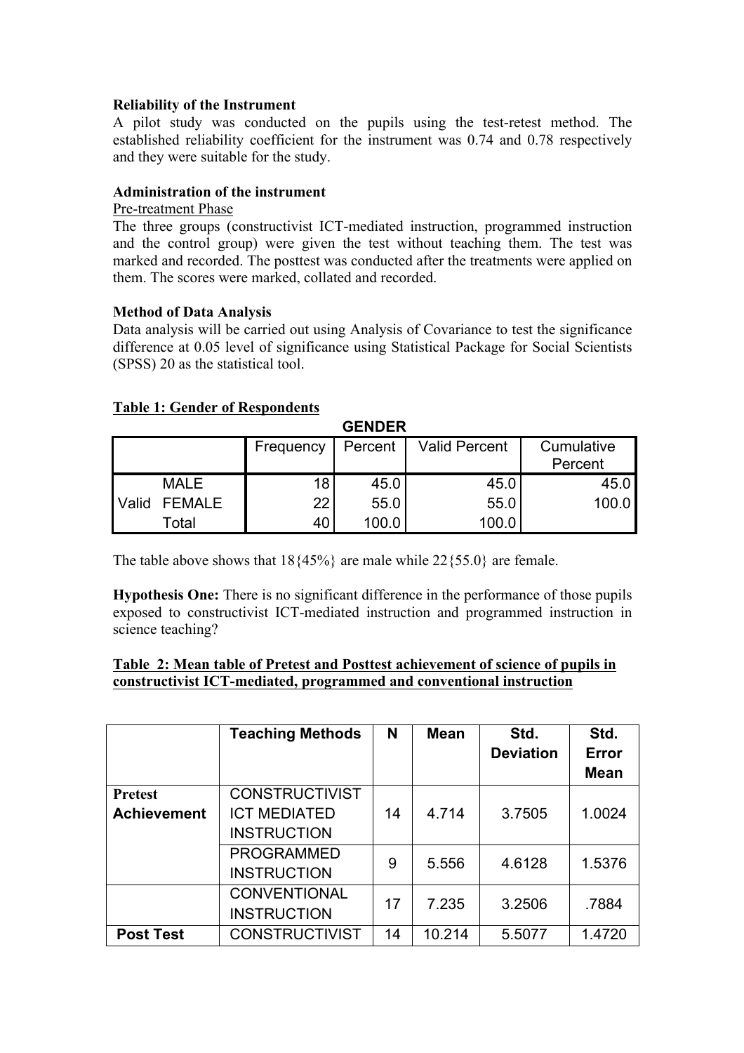**Reliability of the Instrument**

A pilot study was conducted on the pupils using the test-retest method. The established reliability coefficient for the instrument was 0.74 and 0.78 respectively and they were suitable for the study.

**Administration of the instrument**

Pre-treatment Phase

The three groups (constructivist ICT-mediated instruction, programmed instruction and the control group) were given the test without teaching them. The test was marked and recorded. The posttest was conducted after the treatments were applied on them. The scores were marked, collated and recorded.

**Method of Data Analysis**

Data analysis will be carried out using Analysis of Covariance to test the significance difference at 0.05 level of significance using Statistical Package for Social Scientists (SPSS) 20 as the statistical tool.

**Table 1: Gender of Respondents**

GENDER

| | | Frequency | Percent | Valid Percent | Cumulative Percent |
|---|---|---|---|---|---|
| Valid | MALE | 18 | 45.0 | 45.0 | 45.0 |
| | FEMALE | 22 | 55.0 | 55.0 | 100.0 |
| | Total | 40 | 100.0 | 100.0 | |

The table above shows that 18{45%} are male while 22{55.0} are female.

**Hypothesis One:** There is no significant difference in the performance of those pupils exposed to constructivist ICT-mediated instruction and programmed instruction in science teaching?

**Table 2: Mean table of Pretest and Posttest achievement of science of pupils in constructivist ICT-mediated, programmed and conventional instruction**

| | Teaching Methods | N | Mean | Std. Deviation | Std. Error Mean |
|---|---|---|---|---|---|
| **Pretest Achievement** | CONSTRUCTIVIST ICT MEDIATED INSTRUCTION | 14 | 4.714 | 3.7505 | 1.0024 |
| | PROGRAMMED INSTRUCTION | 9 | 5.556 | 4.6128 | 1.5376 |
| | CONVENTIONAL INSTRUCTION | 17 | 7.235 | 3.2506 | .7884 |
| **Post Test** | CONSTRUCTIVIST | 14 | 10.214 | 5.5077 | 1.4720 |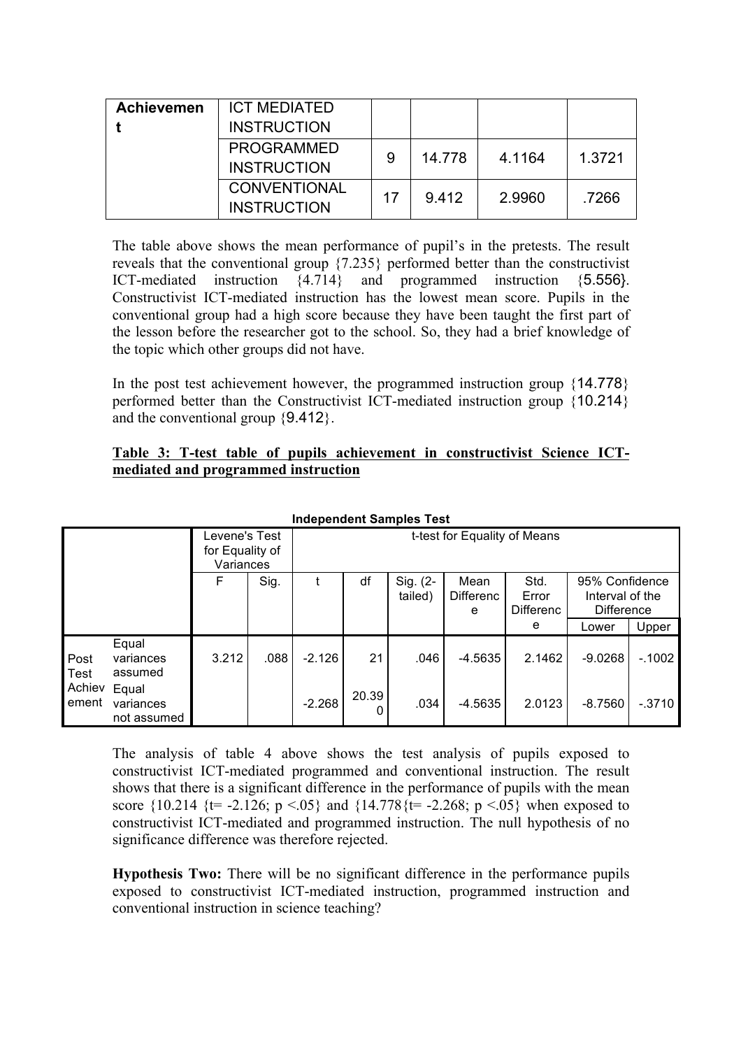| Achievement | ICT MEDIATED INSTRUCTION | | | | |
|---|---|---|---|---|---|
| | PROGRAMMED INSTRUCTION | 9 | 14.778 | 4.1164 | 1.3721 |
| | CONVENTIONAL INSTRUCTION | 17 | 9.412 | 2.9960 | .7266 |

The table above shows the mean performance of pupil's in the pretests. The result reveals that the conventional group {7.235} performed better than the constructivist ICT-mediated instruction {4.714} and programmed instruction {5.556}. Constructivist ICT-mediated instruction has the lowest mean score. Pupils in the conventional group had a high score because they have been taught the first part of the lesson before the researcher got to the school. So, they had a brief knowledge of the topic which other groups did not have.

In the post test achievement however, the programmed instruction group {14.778} performed better than the Constructivist ICT-mediated instruction group {10.214} and the conventional group {9.412}.

**Table 3: T-test table of pupils achievement in constructivist Science ICT-mediated and programmed instruction**

**Independent Samples Test**

| | | Levene's Test for Equality of Variances | | t-test for Equality of Means | | | | | | |
|---|---|---|---|---|---|---|---|---|---|---|
| | | F | Sig. | t | df | Sig. (2-tailed) | Mean Difference | Std. Error Difference | 95% Confidence Interval of the Difference | |
| | | | | | | | | | Lower | Upper |
| Post Test Achievement | Equal variances assumed | 3.212 | .088 | -2.126 | 21 | .046 | -4.5635 | 2.1462 | -9.0268 | -.1002 |
| | Equal variances not assumed | | | -2.268 | 20.390 | .034 | -4.5635 | 2.0123 | -8.7560 | -.3710 |

The analysis of table 4 above shows the test analysis of pupils exposed to constructivist ICT-mediated programmed and conventional instruction. The result shows that there is a significant difference in the performance of pupils with the mean score {10.214 {t= -2.126; p <.05} and {14.778{t= -2.268; p <.05} when exposed to constructivist ICT-mediated and programmed instruction. The null hypothesis of no significance difference was therefore rejected.

**Hypothesis Two:** There will be no significant difference in the performance pupils exposed to constructivist ICT-mediated instruction, programmed instruction and conventional instruction in science teaching?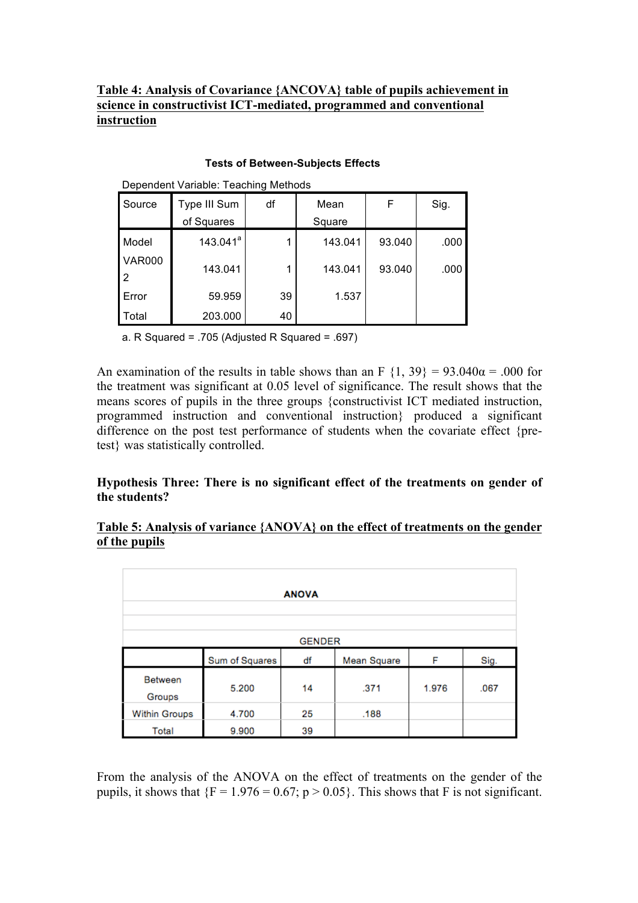**Table 4: Analysis of Covariance {ANCOVA} table of pupils achievement in science in constructivist ICT-mediated, programmed and conventional instruction**

**Tests of Between-Subjects Effects**

Dependent Variable: Teaching Methods

| Source | Type III Sum of Squares | df | Mean Square | F | Sig. |
|---|---|---|---|---|---|
| Model | 143.041[a] | 1 | 143.041 | 93.040 | .000 |
| VAR0002 | 143.041 | 1 | 143.041 | 93.040 | .000 |
| Error | 59.959 | 39 | 1.537 | | |
| Total | 203.000 | 40 | | | |

a. R Squared = .705 (Adjusted R Squared = .697)

An examination of the results in table shows than an F {1, 39} = 93.040α = .000 for the treatment was significant at 0.05 level of significance. The result shows that the means scores of pupils in the three groups {constructivist ICT mediated instruction, programmed instruction and conventional instruction} produced a significant difference on the post test performance of students when the covariate effect {pre-test} was statistically controlled.

**Hypothesis Three: There is no significant effect of the treatments on gender of the students?**

**Table 5: Analysis of variance {ANOVA} on the effect of treatments on the gender of the pupils**

**ANOVA**

GENDER

| | Sum of Squares | df | Mean Square | F | Sig. |
|---|---|---|---|---|---|
| Between Groups | 5.200 | 14 | .371 | 1.976 | .067 |
| Within Groups | 4.700 | 25 | .188 | | |
| Total | 9.900 | 39 | | | |

From the analysis of the ANOVA on the effect of treatments on the gender of the pupils, it shows that {F = 1.976 = 0.67; p > 0.05}. This shows that F is not significant.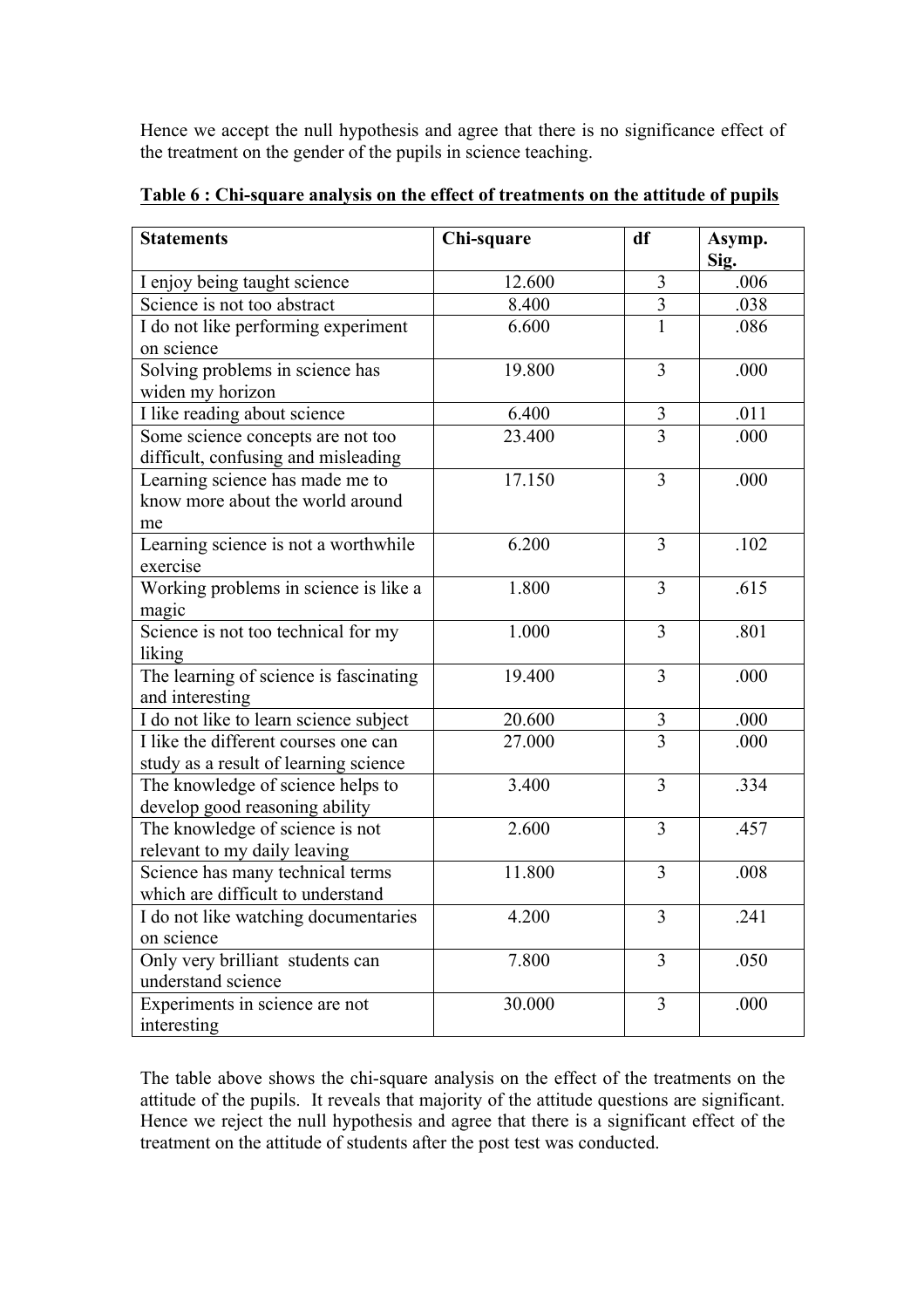Hence we accept the null hypothesis and agree that there is no significance effect of the treatment on the gender of the pupils in science teaching.

**Table 6 : Chi-square analysis on the effect of treatments on the attitude of pupils**

| Statements | Chi-square | df | Asymp. Sig. |
|---|---|---|---|
| I enjoy being taught science | 12.600 | 3 | .006 |
| Science is not too abstract | 8.400 | 3 | .038 |
| I do not like performing experiment on science | 6.600 | 1 | .086 |
| Solving problems in science has widen my horizon | 19.800 | 3 | .000 |
| I like reading about science | 6.400 | 3 | .011 |
| Some science concepts are not too difficult, confusing and misleading | 23.400 | 3 | .000 |
| Learning science has made me to know more about the world around me | 17.150 | 3 | .000 |
| Learning science is not a worthwhile exercise | 6.200 | 3 | .102 |
| Working problems in science is like a magic | 1.800 | 3 | .615 |
| Science is not too technical for my liking | 1.000 | 3 | .801 |
| The learning of science is fascinating and interesting | 19.400 | 3 | .000 |
| I do not like to learn science subject | 20.600 | 3 | .000 |
| I like the different courses one can study as a result of learning science | 27.000 | 3 | .000 |
| The knowledge of science helps to develop good reasoning ability | 3.400 | 3 | .334 |
| The knowledge of science is not relevant to my daily leaving | 2.600 | 3 | .457 |
| Science has many technical terms which are difficult to understand | 11.800 | 3 | .008 |
| I do not like watching documentaries on science | 4.200 | 3 | .241 |
| Only very brilliant students can understand science | 7.800 | 3 | .050 |
| Experiments in science are not interesting | 30.000 | 3 | .000 |

The table above shows the chi-square analysis on the effect of the treatments on the attitude of the pupils. It reveals that majority of the attitude questions are significant. Hence we reject the null hypothesis and agree that there is a significant effect of the treatment on the attitude of students after the post test was conducted.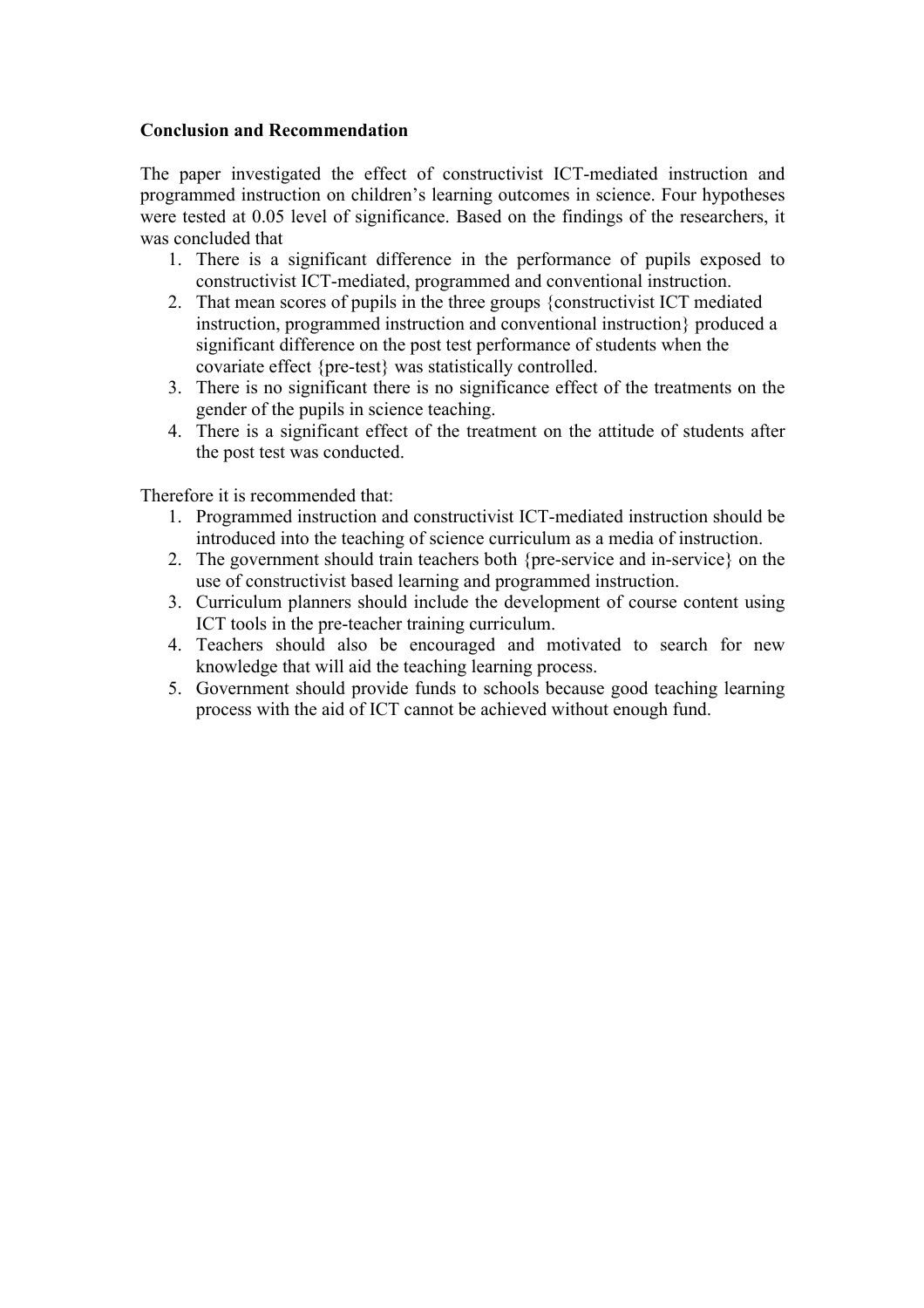**Conclusion and Recommendation**

The paper investigated the effect of constructivist ICT-mediated instruction and programmed instruction on children's learning outcomes in science. Four hypotheses were tested at 0.05 level of significance. Based on the findings of the researchers, it was concluded that

1. There is a significant difference in the performance of pupils exposed to constructivist ICT-mediated, programmed and conventional instruction.
2. That mean scores of pupils in the three groups {constructivist ICT mediated instruction, programmed instruction and conventional instruction} produced a significant difference on the post test performance of students when the covariate effect {pre-test} was statistically controlled.
3. There is no significant there is no significance effect of the treatments on the gender of the pupils in science teaching.
4. There is a significant effect of the treatment on the attitude of students after the post test was conducted.

Therefore it is recommended that:

1. Programmed instruction and constructivist ICT-mediated instruction should be introduced into the teaching of science curriculum as a media of instruction.
2. The government should train teachers both {pre-service and in-service} on the use of constructivist based learning and programmed instruction.
3. Curriculum planners should include the development of course content using ICT tools in the pre-teacher training curriculum.
4. Teachers should also be encouraged and motivated to search for new knowledge that will aid the teaching learning process.
5. Government should provide funds to schools because good teaching learning process with the aid of ICT cannot be achieved without enough fund.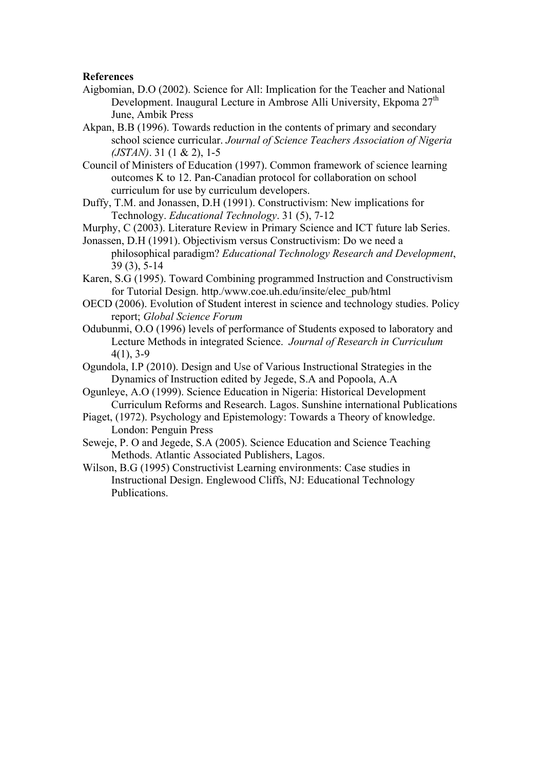**References**

Aigbomian, D.O (2002). Science for All: Implication for the Teacher and National Development. Inaugural Lecture in Ambrose Alli University, Ekpoma 27th June, Ambik Press

Akpan, B.B (1996). Towards reduction in the contents of primary and secondary school science curricular. *Journal of Science Teachers Association of Nigeria (JSTAN)*. 31 (1 & 2), 1-5

Council of Ministers of Education (1997). Common framework of science learning outcomes K to 12. Pan-Canadian protocol for collaboration on school curriculum for use by curriculum developers.

Duffy, T.M. and Jonassen, D.H (1991). Constructivism: New implications for Technology. *Educational Technology*. 31 (5), 7-12

Murphy, C (2003). Literature Review in Primary Science and ICT future lab Series.

Jonassen, D.H (1991). Objectivism versus Constructivism: Do we need a philosophical paradigm? *Educational Technology Research and Development*, 39 (3), 5-14

Karen, S.G (1995). Toward Combining programmed Instruction and Constructivism for Tutorial Design. http./www.coe.uh.edu/insite/elec_pub/html

OECD (2006). Evolution of Student interest in science and technology studies. Policy report; *Global Science Forum*

Odubunmi, O.O (1996) levels of performance of Students exposed to laboratory and Lecture Methods in integrated Science. *Journal of Research in Curriculum* 4(1), 3-9

Ogundola, I.P (2010). Design and Use of Various Instructional Strategies in the Dynamics of Instruction edited by Jegede, S.A and Popoola, A.A

Ogunleye, A.O (1999). Science Education in Nigeria: Historical Development Curriculum Reforms and Research. Lagos. Sunshine international Publications

Piaget, (1972). Psychology and Epistemology: Towards a Theory of knowledge. London: Penguin Press

Seweje, P. O and Jegede, S.A (2005). Science Education and Science Teaching Methods. Atlantic Associated Publishers, Lagos.

Wilson, B.G (1995) Constructivist Learning environments: Case studies in Instructional Design. Englewood Cliffs, NJ: Educational Technology Publications.